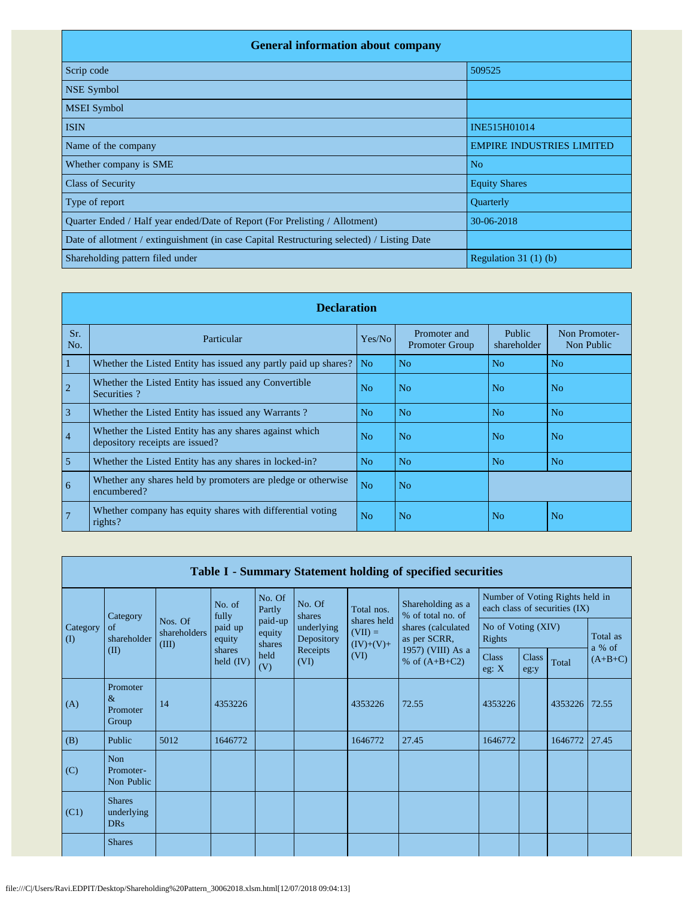## General information about company

| | |
|---|---|
| Scrip code | 509525 |
| NSE Symbol | |
| MSEI Symbol | |
| ISIN | INE515H01014 |
| Name of the company | EMPIRE INDUSTRIES LIMITED |
| Whether company is SME | No |
| Class of Security | Equity Shares |
| Type of report | Quarterly |
| Quarter Ended / Half year ended/Date of Report (For Prelisting / Allotment) | 30-06-2018 |
| Date of allotment / extinguishment (in case Capital Restructuring selected) / Listing Date | |
| Shareholding pattern filed under | Regulation 31 (1) (b) |

## Declaration

| Sr. No. | Particular | Yes/No | Promoter and Promoter Group | Public shareholder | Non Promoter- Non Public |
|---|---|---|---|---|---|
| 1 | Whether the Listed Entity has issued any partly paid up shares? | No | No | No | No |
| 2 | Whether the Listed Entity has issued any Convertible Securities ? | No | No | No | No |
| 3 | Whether the Listed Entity has issued any Warrants ? | No | No | No | No |
| 4 | Whether the Listed Entity has any shares against which depository receipts are issued? | No | No | No | No |
| 5 | Whether the Listed Entity has any shares in locked-in? | No | No | No | No |
| 6 | Whether any shares held by promoters are pledge or otherwise encumbered? | No | No | | |
| 7 | Whether company has equity shares with differential voting rights? | No | No | No | No |

## Table I - Summary Statement holding of specified securities

| Category (I) | Category of shareholder (II) | Nos. Of shareholders (III) | No. of fully paid up equity shares held (IV) | No. Of Partly paid-up equity shares held (V) | No. Of shares underlying Depository Receipts (VI) | Total nos. shares held (VII) = (IV)+(V)+ (VI) | Shareholding as a % of total no. of shares (calculated as per SCRR, 1957) (VIII) As a % of (A+B+C2) | Number of Voting Rights held in each class of securities (IX) | | | |
|---|---|---|---|---|---|---|---|---|---|---|---|
| | | | | | | | | No of Voting (XIV) Rights | | | Total as a % of (A+B+C) |
| | | | | | | | | Class eg: X | Class eg:y | Total | |
| (A) | Promoter & Promoter Group | 14 | 4353226 | | | 4353226 | 72.55 | 4353226 | | 4353226 | 72.55 |
| (B) | Public | 5012 | 1646772 | | | 1646772 | 27.45 | 1646772 | | 1646772 | 27.45 |
| (C) | Non Promoter- Non Public | | | | | | | | | | |
| (C1) | Shares underlying DRs | | | | | | | | | | |
| | Shares | | | | | | | | | | |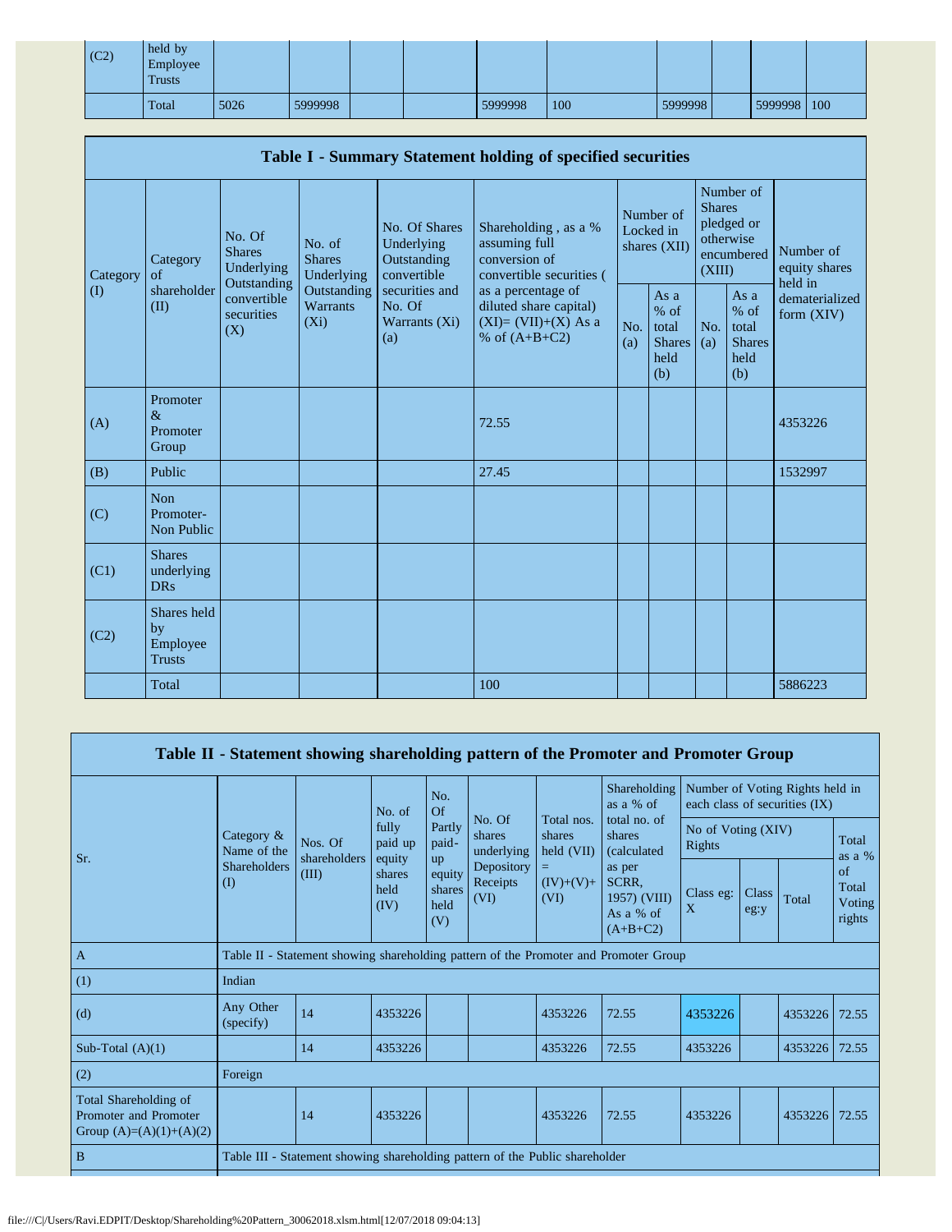| (C2) | held by Employee Trusts | | | | | | | | | | |
|---|---|---|---|---|---|---|---|---|---|---|---|
| | Total | 5026 | 5999998 | | | 5999998 | 100 | 5999998 | | 5999998 | 100 |

## Table I - Summary Statement holding of specified securities

| Category (I) | Category of shareholder (II) | No. Of Shares Underlying Outstanding convertible securities (X) | No. of Shares Underlying Outstanding Warrants (Xi) | No. Of Shares Underlying Outstanding convertible securities and No. Of Warrants (Xi) (a) | Shareholding , as a % assuming full conversion of convertible securities ( as a percentage of diluted share capital) (XI)= (VII)+(X) As a % of (A+B+C2) | Number of Locked in shares (XII) | | Number of Shares pledged or otherwise encumbered (XIII) | | Number of equity shares held in dematerialized form (XIV) |
|---|---|---|---|---|---|---|---|---|---|---|
| | | | | | | No. (a) | As a % of total Shares held (b) | No. (a) | As a % of total Shares held (b) | |
| (A) | Promoter & Promoter Group | | | | 72.55 | | | | | 4353226 |
| (B) | Public | | | | 27.45 | | | | | 1532997 |
| (C) | Non Promoter- Non Public | | | | | | | | | |
| (C1) | Shares underlying DRs | | | | | | | | | |
| (C2) | Shares held by Employee Trusts | | | | | | | | | |
| | Total | | | | 100 | | | | | 5886223 |

## Table II - Statement showing shareholding pattern of the Promoter and Promoter Group

| Sr. | Category & Name of the Shareholders (I) | Nos. Of shareholders (III) | No. of fully paid up equity shares held (IV) | No. Of Partly paid-up equity shares held (V) | No. Of shares underlying Depository Receipts (VI) | Total nos. shares held (VII) = (IV)+(V)+ (VI) | Shareholding as a % of total no. of shares (calculated as per SCRR, 1957) (VIII) As a % of (A+B+C2) | Number of Voting Rights held in each class of securities (IX) | | | |
|---|---|---|---|---|---|---|---|---|---|---|---|
| | | | | | | | | No of Voting (XIV) Rights | | | Total as a % of Total Voting rights |
| | | | | | | | | Class eg: X | Class eg:y | Total | |
| A | Table II - Statement showing shareholding pattern of the Promoter and Promoter Group | | | | | | | | | | |
| (1) | Indian | | | | | | | | | | |
| (d) | Any Other (specify) | 14 | 4353226 | | | 4353226 | 72.55 | 4353226 | | 4353226 | 72.55 |
| Sub-Total (A)(1) | | 14 | 4353226 | | | 4353226 | 72.55 | 4353226 | | 4353226 | 72.55 |
| (2) | Foreign | | | | | | | | | | |
| Total Shareholding of Promoter and Promoter Group (A)=(A)(1)+(A)(2) | | 14 | 4353226 | | | 4353226 | 72.55 | 4353226 | | 4353226 | 72.55 |
| B | Table III - Statement showing shareholding pattern of the Public shareholder | | | | | | | | | | |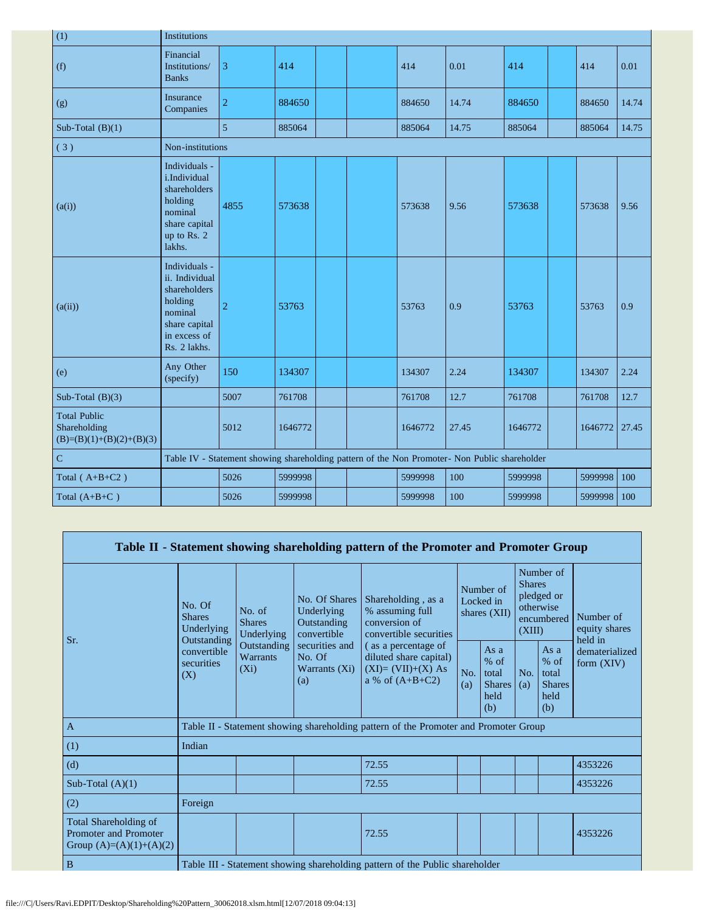| (1) | Institutions | | | | | | | | | | |
|---|---|---|---|---|---|---|---|---|---|---|---|
| (f) | Financial Institutions/ Banks | 3 | 414 | | | 414 | 0.01 | 414 | | 414 | 0.01 |
| (g) | Insurance Companies | 2 | 884650 | | | 884650 | 14.74 | 884650 | | 884650 | 14.74 |
| Sub-Total (B)(1) | | 5 | 885064 | | | 885064 | 14.75 | 885064 | | 885064 | 14.75 |
| ( 3 ) | Non-institutions | | | | | | | | | | |
| (a(i)) | Individuals - i.Individual shareholders holding nominal share capital up to Rs. 2 lakhs. | 4855 | 573638 | | | 573638 | 9.56 | 573638 | | 573638 | 9.56 |
| (a(ii)) | Individuals - ii. Individual shareholders holding nominal share capital in excess of Rs. 2 lakhs. | 2 | 53763 | | | 53763 | 0.9 | 53763 | | 53763 | 0.9 |
| (e) | Any Other (specify) | 150 | 134307 | | | 134307 | 2.24 | 134307 | | 134307 | 2.24 |
| Sub-Total (B)(3) | | 5007 | 761708 | | | 761708 | 12.7 | 761708 | | 761708 | 12.7 |
| Total Public Shareholding (B)=(B)(1)+(B)(2)+(B)(3) | | 5012 | 1646772 | | | 1646772 | 27.45 | 1646772 | | 1646772 | 27.45 |
| C | Table IV - Statement showing shareholding pattern of the Non Promoter- Non Public shareholder | | | | | | | | | | |
| Total ( A+B+C2 ) | | 5026 | 5999998 | | | 5999998 | 100 | 5999998 | | 5999998 | 100 |
| Total (A+B+C ) | | 5026 | 5999998 | | | 5999998 | 100 | 5999998 | | 5999998 | 100 |

## Table II - Statement showing shareholding pattern of the Promoter and Promoter Group

| Sr. | No. Of Shares Underlying Outstanding convertible securities (X) | No. of Shares Underlying Outstanding Warrants (Xi) | No. Of Shares Underlying Outstanding convertible securities and No. Of Warrants (Xi) (a) | Shareholding , as a % assuming full conversion of convertible securities ( as a percentage of diluted share capital) (XI)= (VII)+(X) As a % of (A+B+C2) | Number of Locked in shares (XII) | | Number of Shares pledged or otherwise encumbered (XIII) | | Number of equity shares held in dematerialized form (XIV) |
|---|---|---|---|---|---|---|---|---|---|
| | | | | | No. (a) | As a % of total Shares held (b) | No. (a) | As a % of total Shares held (b) | |
| A | Table II - Statement showing shareholding pattern of the Promoter and Promoter Group | | | | | | | | |
| (1) | Indian | | | | | | | | |
| (d) | | | | 72.55 | | | | | 4353226 |
| Sub-Total (A)(1) | | | | 72.55 | | | | | 4353226 |
| (2) | Foreign | | | | | | | | |
| Total Shareholding of Promoter and Promoter Group (A)=(A)(1)+(A)(2) | | | | 72.55 | | | | | 4353226 |
| B | Table III - Statement showing shareholding pattern of the Public shareholder | | | | | | | | |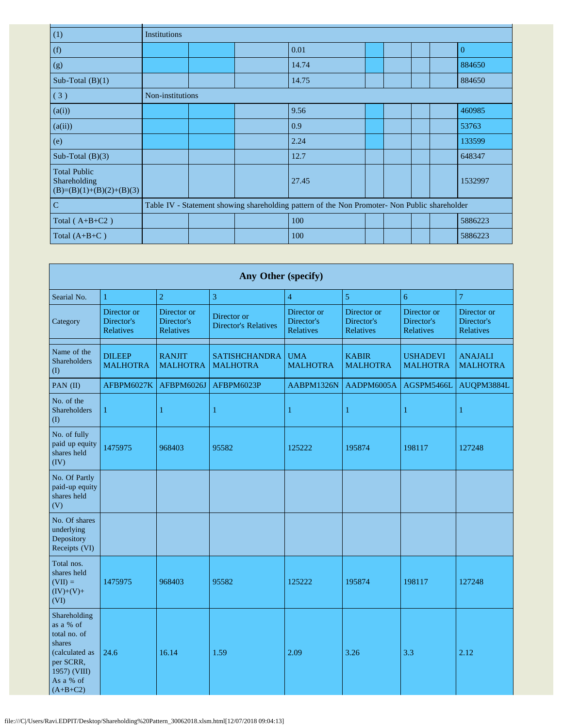| | | | | | | | | | |
|---|---|---|---|---|---|---|---|---|---|
| (1) | Institutions | | | | | | | | |
| (f) | | | | 0.01 | | | | | 0 |
| (g) | | | | 14.74 | | | | | 884650 |
| Sub-Total (B)(1) | | | | 14.75 | | | | | 884650 |
| ( 3 ) | Non-institutions | | | | | | | | |
| (a(i)) | | | | 9.56 | | | | | 460985 |
| (a(ii)) | | | | 0.9 | | | | | 53763 |
| (e) | | | | 2.24 | | | | | 133599 |
| Sub-Total (B)(3) | | | | 12.7 | | | | | 648347 |
| Total Public Shareholding (B)=(B)(1)+(B)(2)+(B)(3) | | | | 27.45 | | | | | 1532997 |
| C | Table IV - Statement showing shareholding pattern of the Non Promoter- Non Public shareholder | | | | | | | | |
| Total ( A+B+C2 ) | | | | 100 | | | | | 5886223 |
| Total (A+B+C ) | | | | 100 | | | | | 5886223 |

## Any Other (specify)

| Searial No. | 1 | 2 | 3 | 4 | 5 | 6 | 7 |
|---|---|---|---|---|---|---|---|
| Category | Director or Director's Relatives | Director or Director's Relatives | Director or Director's Relatives | Director or Director's Relatives | Director or Director's Relatives | Director or Director's Relatives | Director or Director's Relatives |
| | | | | | | | |
| Name of the Shareholders (I) | DILEEP MALHOTRA | RANJIT MALHOTRA | SATISHCHANDRA MALHOTRA | UMA MALHOTRA | KABIR MALHOTRA | USHADEVI MALHOTRA | ANAJALI MALHOTRA |
| PAN (II) | AFBPM6027K | AFBPM6026J | AFBPM6023P | AABPM1326N | AADPM6005A | AGSPM5466L | AUQPM3884L |
| No. of the Shareholders (I) | 1 | 1 | 1 | 1 | 1 | 1 | 1 |
| No. of fully paid up equity shares held (IV) | 1475975 | 968403 | 95582 | 125222 | 195874 | 198117 | 127248 |
| No. Of Partly paid-up equity shares held (V) | | | | | | | |
| No. Of shares underlying Depository Receipts (VI) | | | | | | | |
| Total nos. shares held (VII) = (IV)+(V)+ (VI) | 1475975 | 968403 | 95582 | 125222 | 195874 | 198117 | 127248 |
| Shareholding as a % of total no. of shares (calculated as per SCRR, 1957) (VIII) As a % of (A+B+C2) | 24.6 | 16.14 | 1.59 | 2.09 | 3.26 | 3.3 | 2.12 |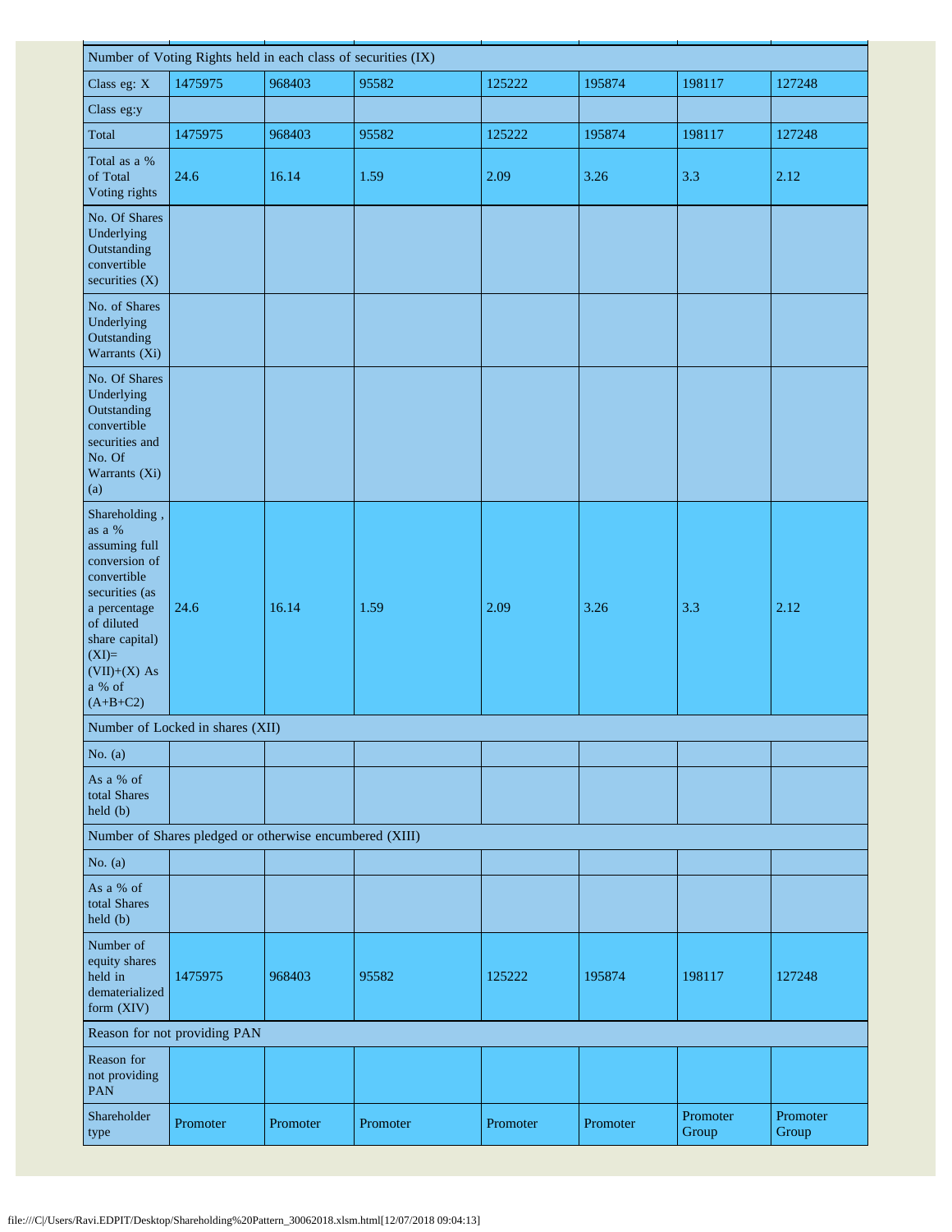| Number of Voting Rights held in each class of securities (IX) | | | | | | | |
|---|---|---|---|---|---|---|---|
| Class eg: X | 1475975 | 968403 | 95582 | 125222 | 195874 | 198117 | 127248 |
| Class eg:y | | | | | | | |
| Total | 1475975 | 968403 | 95582 | 125222 | 195874 | 198117 | 127248 |
| Total as a % of Total Voting rights | 24.6 | 16.14 | 1.59 | 2.09 | 3.26 | 3.3 | 2.12 |
| No. Of Shares Underlying Outstanding convertible securities (X) | | | | | | | |
| No. of Shares Underlying Outstanding Warrants (Xi) | | | | | | | |
| No. Of Shares Underlying Outstanding convertible securities and No. Of Warrants (Xi) (a) | | | | | | | |
| Shareholding , as a % assuming full conversion of convertible securities (as a percentage of diluted share capital) (XI)= (VII)+(X) As a % of (A+B+C2) | 24.6 | 16.14 | 1.59 | 2.09 | 3.26 | 3.3 | 2.12 |
| Number of Locked in shares (XII) | | | | | | | |
| No. (a) | | | | | | | |
| As a % of total Shares held (b) | | | | | | | |
| Number of Shares pledged or otherwise encumbered (XIII) | | | | | | | |
| No. (a) | | | | | | | |
| As a % of total Shares held (b) | | | | | | | |
| Number of equity shares held in dematerialized form (XIV) | 1475975 | 968403 | 95582 | 125222 | 195874 | 198117 | 127248 |
| Reason for not providing PAN | | | | | | | |
| Reason for not providing PAN | | | | | | | |
| Shareholder type | Promoter | Promoter | Promoter | Promoter | Promoter | Promoter Group | Promoter Group |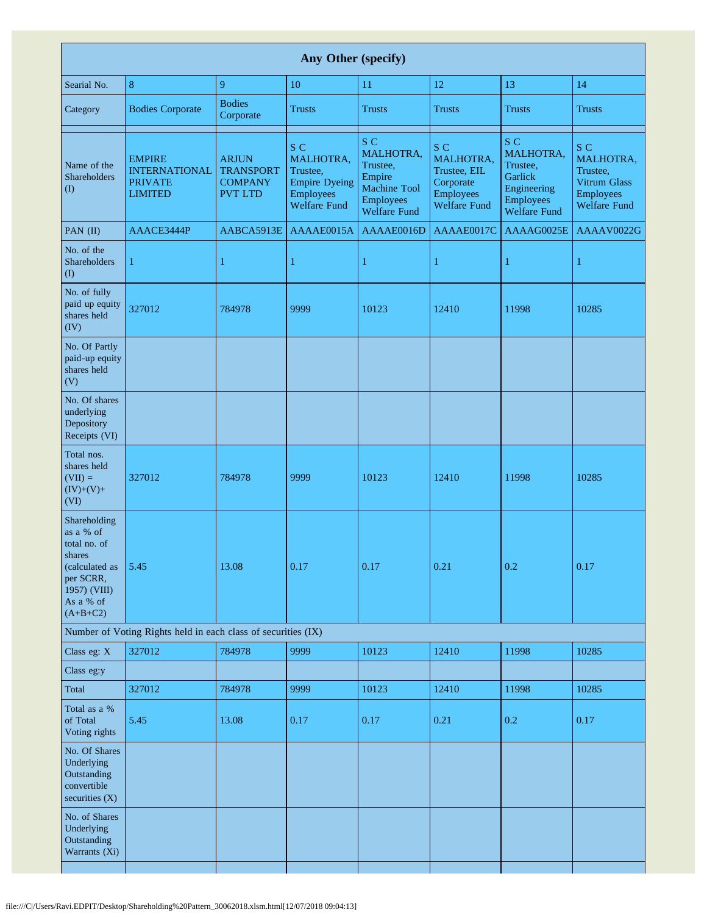| Any Other (specify) | | | | | | | |
|---|---|---|---|---|---|---|---|
| Searial No. | 8 | 9 | 10 | 11 | 12 | 13 | 14 |
| Category | Bodies Corporate | Bodies Corporate | Trusts | Trusts | Trusts | Trusts | Trusts |
| | | | | | | | |
| Name of the Shareholders (I) | EMPIRE INTERNATIONAL PRIVATE LIMITED | ARJUN TRANSPORT COMPANY PVT LTD | S C MALHOTRA, Trustee, Empire Dyeing Employees Welfare Fund | S C MALHOTRA, Trustee, Empire Machine Tool Employees Welfare Fund | S C MALHOTRA, Trustee, EIL Corporate Employees Welfare Fund | S C MALHOTRA, Trustee, Garlick Engineering Employees Welfare Fund | S C MALHOTRA, Trustee, Vitrum Glass Employees Welfare Fund |
| PAN (II) | AAACE3444P | AABCA5913E | AAAAE0015A | AAAAE0016D | AAAAE0017C | AAAAG0025E | AAAAV0022G |
| No. of the Shareholders (I) | 1 | 1 | 1 | 1 | 1 | 1 | 1 |
| No. of fully paid up equity shares held (IV) | 327012 | 784978 | 9999 | 10123 | 12410 | 11998 | 10285 |
| No. Of Partly paid-up equity shares held (V) | | | | | | | |
| No. Of shares underlying Depository Receipts (VI) | | | | | | | |
| Total nos. shares held (VII) = (IV)+(V)+ (VI) | 327012 | 784978 | 9999 | 10123 | 12410 | 11998 | 10285 |
| Shareholding as a % of total no. of shares (calculated as per SCRR, 1957) (VIII) As a % of (A+B+C2) | 5.45 | 13.08 | 0.17 | 0.17 | 0.21 | 0.2 | 0.17 |
| Number of Voting Rights held in each class of securities (IX) | | | | | | | |
| Class eg: X | 327012 | 784978 | 9999 | 10123 | 12410 | 11998 | 10285 |
| Class eg:y | | | | | | | |
| Total | 327012 | 784978 | 9999 | 10123 | 12410 | 11998 | 10285 |
| Total as a % of Total Voting rights | 5.45 | 13.08 | 0.17 | 0.17 | 0.21 | 0.2 | 0.17 |
| No. Of Shares Underlying Outstanding convertible securities (X) | | | | | | | |
| No. of Shares Underlying Outstanding Warrants (Xi) | | | | | | | |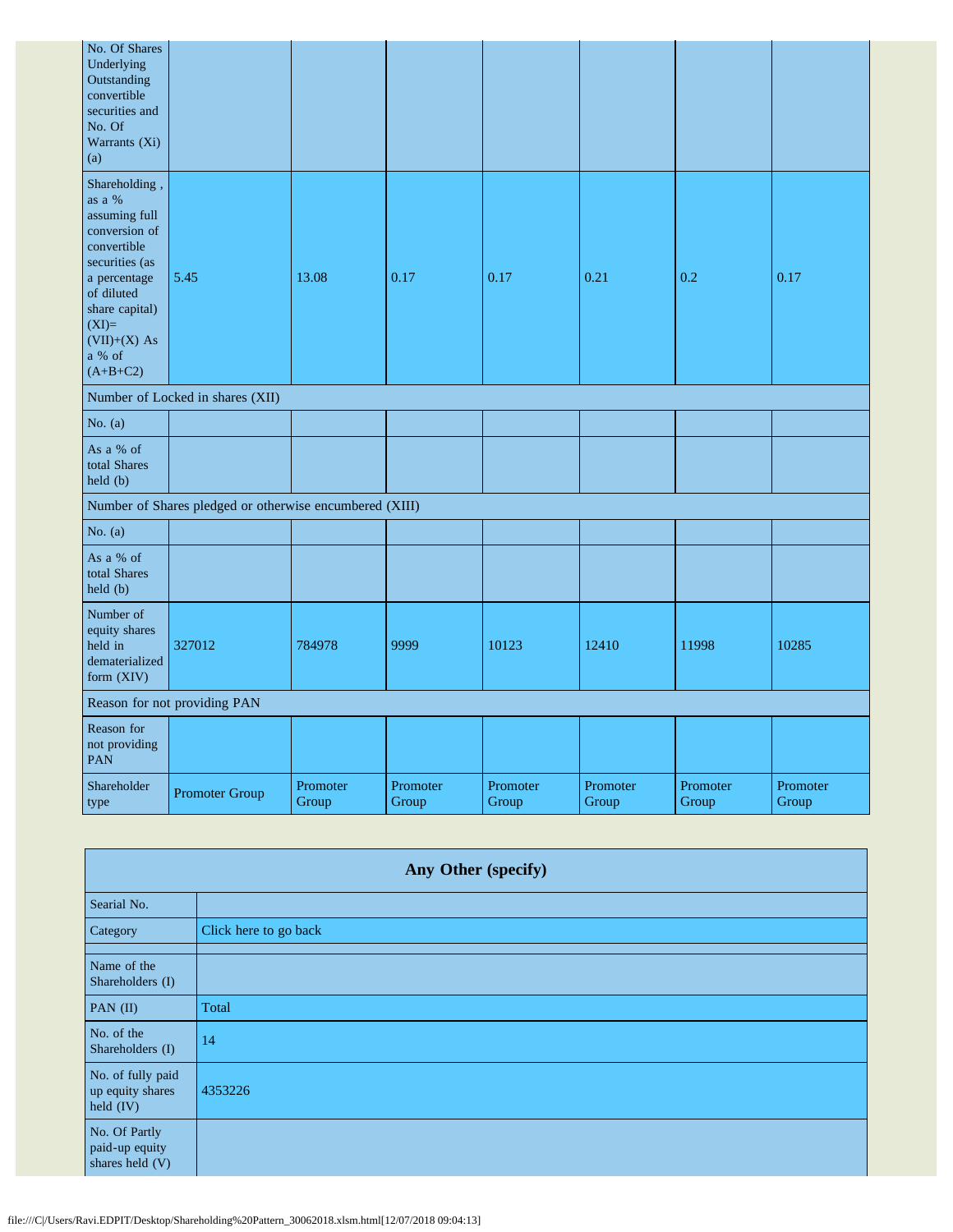| No. Of Shares Underlying Outstanding convertible securities and No. Of Warrants (Xi) (a) | | | | | | | |
|---|---|---|---|---|---|---|---|
| Shareholding , as a % assuming full conversion of convertible securities (as a percentage of diluted share capital) (XI)= (VII)+(X) As a % of (A+B+C2) | 5.45 | 13.08 | 0.17 | 0.17 | 0.21 | 0.2 | 0.17 |
| Number of Locked in shares (XII) | | | | | | | |
| No. (a) | | | | | | | |
| As a % of total Shares held (b) | | | | | | | |
| Number of Shares pledged or otherwise encumbered (XIII) | | | | | | | |
| No. (a) | | | | | | | |
| As a % of total Shares held (b) | | | | | | | |
| Number of equity shares held in dematerialized form (XIV) | 327012 | 784978 | 9999 | 10123 | 12410 | 11998 | 10285 |
| Reason for not providing PAN | | | | | | | |
| Reason for not providing PAN | | | | | | | |
| Shareholder type | Promoter Group | Promoter Group | Promoter Group | Promoter Group | Promoter Group | Promoter Group | Promoter Group |

| Any Other (specify) | |
|---|---|
| Searial No. | |
| Category | Click here to go back |
| | |
| Name of the Shareholders (I) | |
| PAN (II) | Total |
| No. of the Shareholders (I) | 14 |
| No. of fully paid up equity shares held (IV) | 4353226 |
| No. Of Partly paid-up equity shares held (V) | |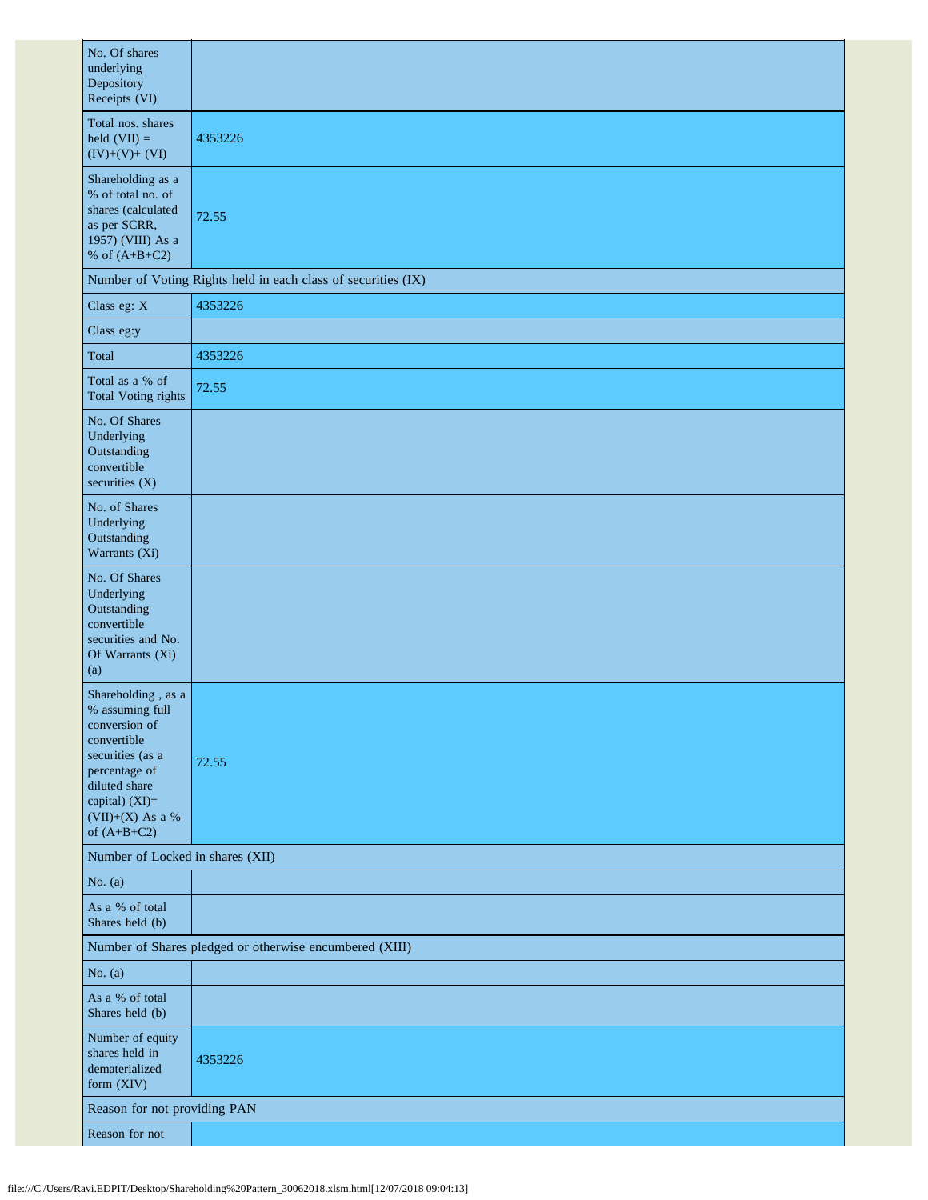| | |
|---|---|
| No. Of shares underlying Depository Receipts (VI) | |
| Total nos. shares held (VII) = (IV)+(V)+ (VI) | 4353226 |
| Shareholding as a % of total no. of shares (calculated as per SCRR, 1957) (VIII) As a % of (A+B+C2) | 72.55 |
| Number of Voting Rights held in each class of securities (IX) | |
| Class eg: X | 4353226 |
| Class eg:y | |
| Total | 4353226 |
| Total as a % of Total Voting rights | 72.55 |
| No. Of Shares Underlying Outstanding convertible securities (X) | |
| No. of Shares Underlying Outstanding Warrants (Xi) | |
| No. Of Shares Underlying Outstanding convertible securities and No. Of Warrants (Xi) (a) | |
| Shareholding , as a % assuming full conversion of convertible securities (as a percentage of diluted share capital) (XI)= (VII)+(X) As a % of (A+B+C2) | 72.55 |
| Number of Locked in shares (XII) | |
| No. (a) | |
| As a % of total Shares held (b) | |
| Number of Shares pledged or otherwise encumbered (XIII) | |
| No. (a) | |
| As a % of total Shares held (b) | |
| Number of equity shares held in dematerialized form (XIV) | 4353226 |
| Reason for not providing PAN | |
| Reason for not | |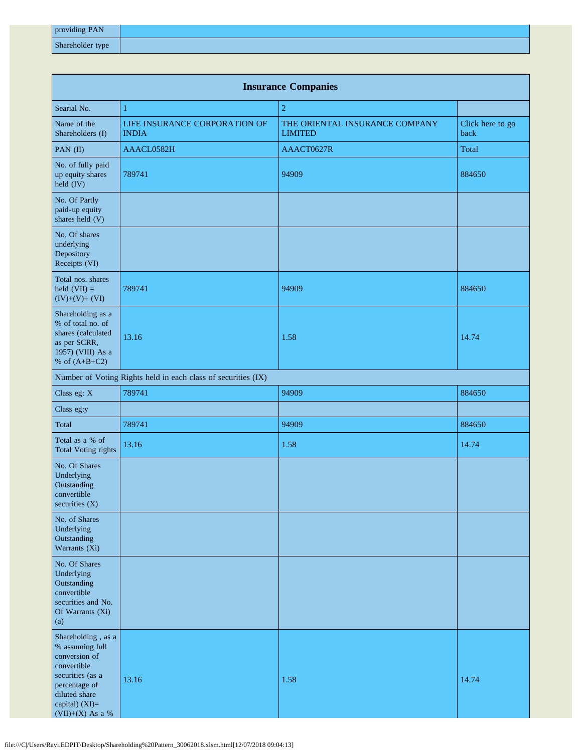| providing PAN | |
|---|---|
| Shareholder type | |

| Insurance Companies | | | |
|---|---|---|---|
| Searial No. | 1 | 2 | |
| Name of the Shareholders (I) | LIFE INSURANCE CORPORATION OF INDIA | THE ORIENTAL INSURANCE COMPANY LIMITED | Click here to go back |
| PAN (II) | AAACL0582H | AAACT0627R | Total |
| No. of fully paid up equity shares held (IV) | 789741 | 94909 | 884650 |
| No. Of Partly paid-up equity shares held (V) | | | |
| No. Of shares underlying Depository Receipts (VI) | | | |
| Total nos. shares held (VII) = (IV)+(V)+ (VI) | 789741 | 94909 | 884650 |
| Shareholding as a % of total no. of shares (calculated as per SCRR, 1957) (VIII) As a % of (A+B+C2) | 13.16 | 1.58 | 14.74 |
| Number of Voting Rights held in each class of securities (IX) | | | |
| Class eg: X | 789741 | 94909 | 884650 |
| Class eg:y | | | |
| Total | 789741 | 94909 | 884650 |
| Total as a % of Total Voting rights | 13.16 | 1.58 | 14.74 |
| No. Of Shares Underlying Outstanding convertible securities (X) | | | |
| No. of Shares Underlying Outstanding Warrants (Xi) | | | |
| No. Of Shares Underlying Outstanding convertible securities and No. Of Warrants (Xi) (a) | | | |
| Shareholding , as a % assuming full conversion of convertible securities (as a percentage of diluted share capital) (XI)= (VII)+(X) As a % | 13.16 | 1.58 | 14.74 |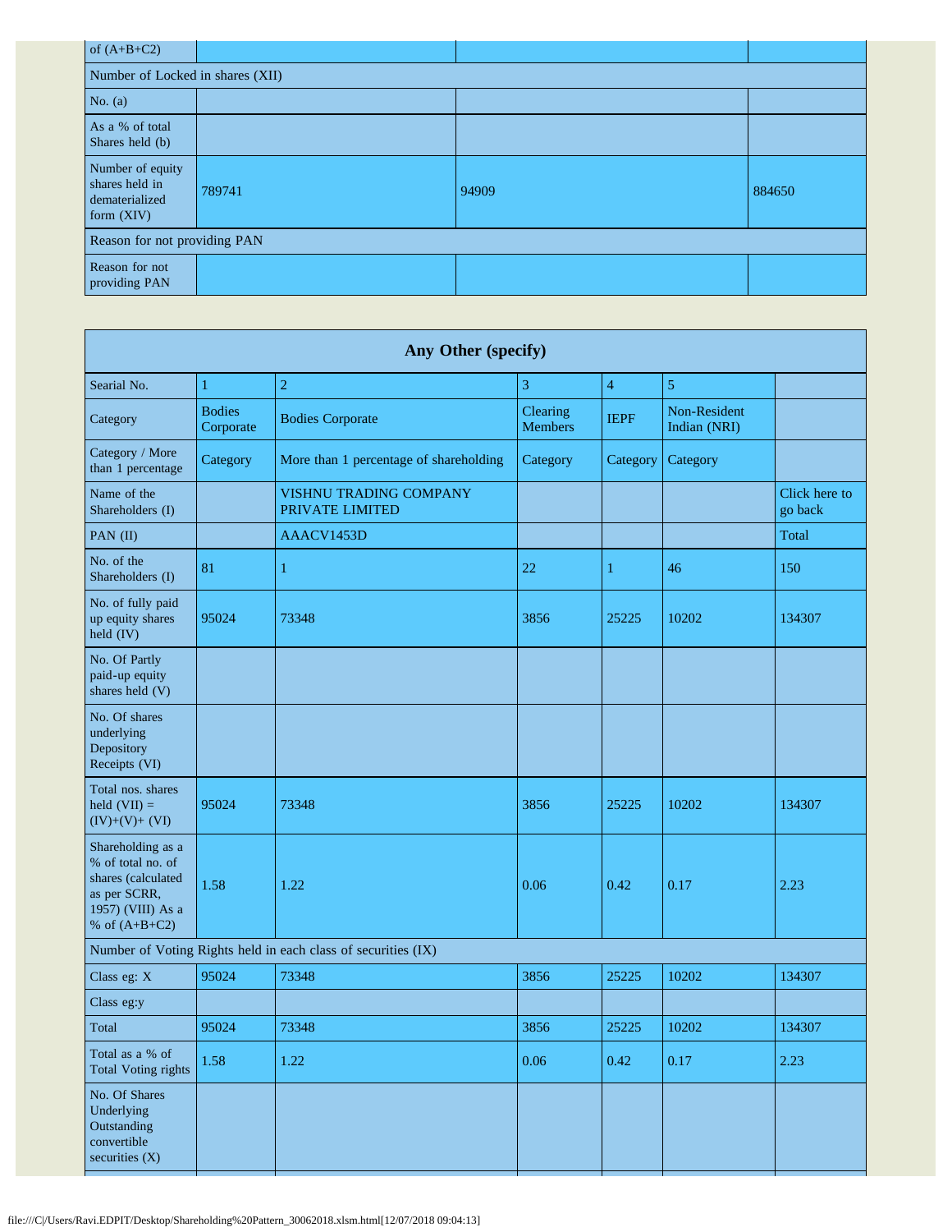| of (A+B+C2) | | | |
|---|---|---|---|
| Number of Locked in shares (XII) | | | |
| No. (a) | | | |
| As a % of total Shares held (b) | | | |
| Number of equity shares held in dematerialized form (XIV) | 789741 | 94909 | 884650 |
| Reason for not providing PAN | | | |
| Reason for not providing PAN | | | |

| Any Other (specify) | | | | | | |
|---|---|---|---|---|---|---|
| Searial No. | 1 | 2 | 3 | 4 | 5 | |
| Category | Bodies Corporate | Bodies Corporate | Clearing Members | IEPF | Non-Resident Indian (NRI) | |
| Category / More than 1 percentage | Category | More than 1 percentage of shareholding | Category | Category | Category | |
| Name of the Shareholders (I) | | VISHNU TRADING COMPANY PRIVATE LIMITED | | | | Click here to go back |
| PAN (II) | | AAACV1453D | | | | Total |
| No. of the Shareholders (I) | 81 | 1 | 22 | 1 | 46 | 150 |
| No. of fully paid up equity shares held (IV) | 95024 | 73348 | 3856 | 25225 | 10202 | 134307 |
| No. Of Partly paid-up equity shares held (V) | | | | | | |
| No. Of shares underlying Depository Receipts (VI) | | | | | | |
| Total nos. shares held (VII) = (IV)+(V)+ (VI) | 95024 | 73348 | 3856 | 25225 | 10202 | 134307 |
| Shareholding as a % of total no. of shares (calculated as per SCRR, 1957) (VIII) As a % of (A+B+C2) | 1.58 | 1.22 | 0.06 | 0.42 | 0.17 | 2.23 |
| Number of Voting Rights held in each class of securities (IX) | | | | | | |
| Class eg: X | 95024 | 73348 | 3856 | 25225 | 10202 | 134307 |
| Class eg:y | | | | | | |
| Total | 95024 | 73348 | 3856 | 25225 | 10202 | 134307 |
| Total as a % of Total Voting rights | 1.58 | 1.22 | 0.06 | 0.42 | 0.17 | 2.23 |
| No. Of Shares Underlying Outstanding convertible securities (X) | | | | | | |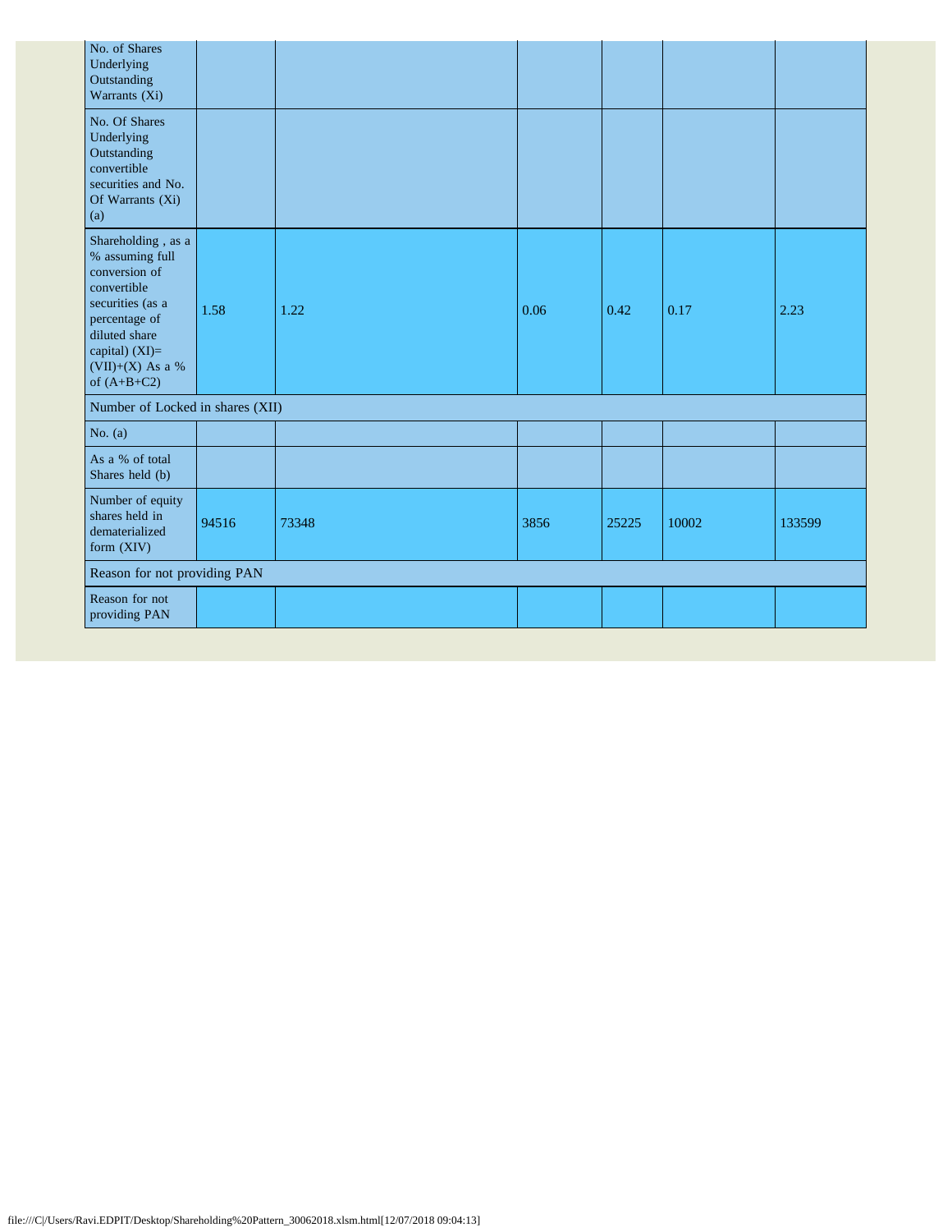| | | | | | | |
|---|---|---|---|---|---|---|
| No. of Shares Underlying Outstanding Warrants (Xi) | | | | | | |
| No. Of Shares Underlying Outstanding convertible securities and No. Of Warrants (Xi) (a) | | | | | | |
| Shareholding , as a % assuming full conversion of convertible securities (as a percentage of diluted share capital) (XI)= (VII)+(X) As a % of (A+B+C2) | 1.58 | 1.22 | 0.06 | 0.42 | 0.17 | 2.23 |
| Number of Locked in shares (XII) | | | | | | |
| No. (a) | | | | | | |
| As a % of total Shares held (b) | | | | | | |
| Number of equity shares held in dematerialized form (XIV) | 94516 | 73348 | 3856 | 25225 | 10002 | 133599 |
| Reason for not providing PAN | | | | | | |
| Reason for not providing PAN | | | | | | |